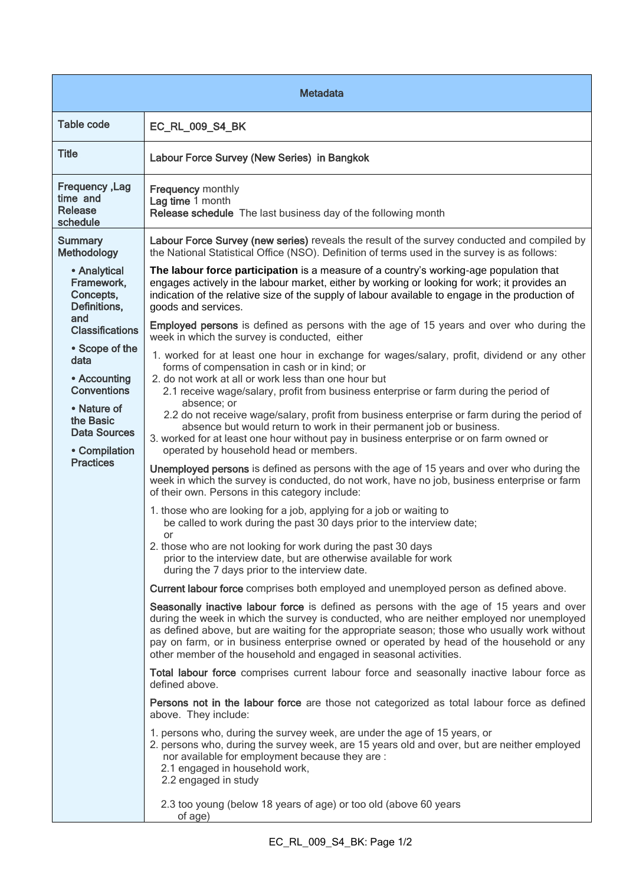| Metadata | |
|---|---|
| Table code | EC_RL_009_S4_BK |
| Title | Labour Force Survey (New Series) in Bangkok |
| Frequency ,Lag time and Release schedule | **Frequency** monthly<br>**Lag time** 1 month<br>**Release schedule** The last business day of the following month |
| Summary Methodology<br><br>• Analytical Framework, Concepts, Definitions, and Classifications<br>• Scope of the data<br>• Accounting Conventions<br>• Nature of the Basic Data Sources<br>• Compilation Practices | **Labour Force Survey (new series)** reveals the result of the survey conducted and compiled by the National Statistical Office (NSO). Definition of terms used in the survey is as follows:<br><br>**The labour force participation** is a measure of a country's working-age population that engages actively in the labour market, either by working or looking for work; it provides an indication of the relative size of the supply of labour available to engage in the production of goods and services.<br><br>**Employed persons** is defined as persons with the age of 15 years and over who during the week in which the survey is conducted, either<br>1. worked for at least one hour in exchange for wages/salary, profit, dividend or any other forms of compensation in cash or in kind; or<br>2. do not work at all or work less than one hour but<br>2.1 receive wage/salary, profit from business enterprise or farm during the period of absence; or<br>2.2 do not receive wage/salary, profit from business enterprise or farm during the period of absence but would return to work in their permanent job or business.<br>3. worked for at least one hour without pay in business enterprise or on farm owned or operated by household head or members.<br><br>**Unemployed persons** is defined as persons with the age of 15 years and over who during the week in which the survey is conducted, do not work, have no job, business enterprise or farm of their own. Persons in this category include:<br>1. those who are looking for a job, applying for a job or waiting to be called to work during the past 30 days prior to the interview date; or<br>2. those who are not looking for work during the past 30 days prior to the interview date, but are otherwise available for work during the 7 days prior to the interview date.<br><br>**Current labour force** comprises both employed and unemployed person as defined above.<br><br>**Seasonally inactive labour force** is defined as persons with the age of 15 years and over during the week in which the survey is conducted, who are neither employed nor unemployed as defined above, but are waiting for the appropriate season; those who usually work without pay on farm, or in business enterprise owned or operated by head of the household or any other member of the household and engaged in seasonal activities.<br><br>**Total labour force** comprises current labour force and seasonally inactive labour force as defined above.<br><br>**Persons not in the labour force** are those not categorized as total labour force as defined above. They include:<br>1. persons who, during the survey week, are under the age of 15 years, or<br>2. persons who, during the survey week, are 15 years old and over, but are neither employed nor available for employment because they are :<br>2.1 engaged in household work,<br>2.2 engaged in study<br>2.3 too young (below 18 years of age) or too old (above 60 years of age) |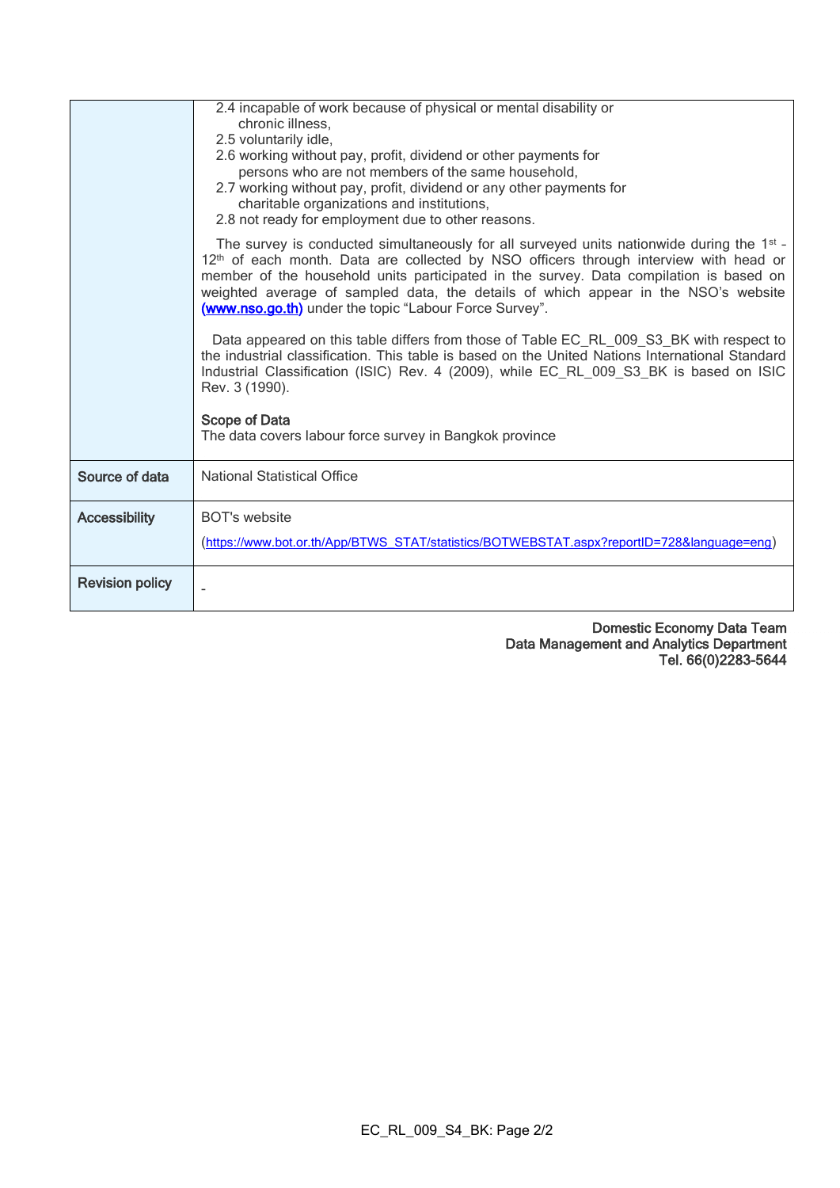| | |
|---|---|
| | 2.4 incapable of work because of physical or mental disability or chronic illness,<br>2.5 voluntarily idle,<br>2.6 working without pay, profit, dividend or other payments for persons who are not members of the same household,<br>2.7 working without pay, profit, dividend or any other payments for charitable organizations and institutions,<br>2.8 not ready for employment due to other reasons.<br><br>The survey is conducted simultaneously for all surveyed units nationwide during the 1st – 12th of each month. Data are collected by NSO officers through interview with head or member of the household units participated in the survey. Data compilation is based on weighted average of sampled data, the details of which appear in the NSO's website **(www.nso.go.th)** under the topic "Labour Force Survey".<br><br>Data appeared on this table differs from those of Table EC_RL_009_S3_BK with respect to the industrial classification. This table is based on the United Nations International Standard Industrial Classification (ISIC) Rev. 4 (2009), while EC_RL_009_S3_BK is based on ISIC Rev. 3 (1990).<br><br>**Scope of Data**<br>The data covers labour force survey in Bangkok province |
| **Source of data** | National Statistical Office |
| **Accessibility** | BOT's website<br>(https://www.bot.or.th/App/BTWS_STAT/statistics/BOTWEBSTAT.aspx?reportID=728&language=eng) |
| **Revision policy** | - |

**Domestic Economy Data Team**
**Data Management and Analytics Department**
**Tel. 66(0)2283-5644**